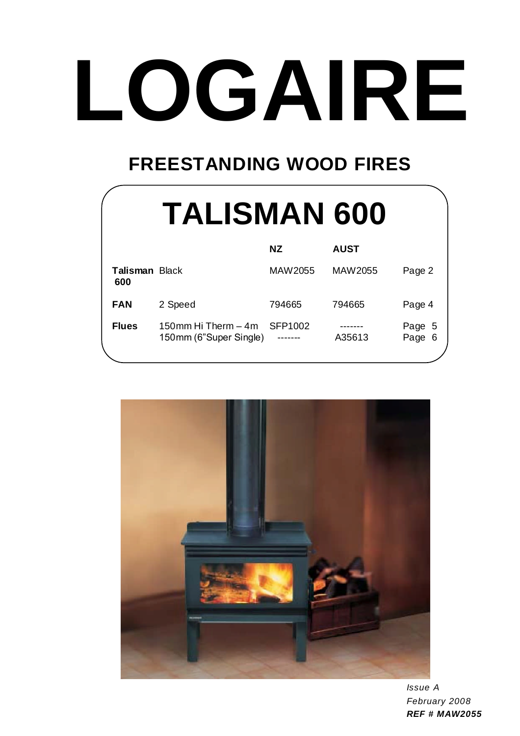# LOGAIRE

## FREESTANDING WOOD FIRES

## TALISMAN 600

| | | NZ | AUST | |
|---|---|---|---|---|
| **Talisman 600** | Black | MAW2055 | MAW2055 | Page 2 |
| **FAN** | 2 Speed | 794665 | 794665 | Page 4 |
| **Flues** | 150mm Hi Therm – 4m | SFP1002 | ------- | Page 5 |
| | 150mm (6"Super Single) | ------- | A35613 | Page 6 |

*Issue A*

*February 2008*

***REF # MAW2055***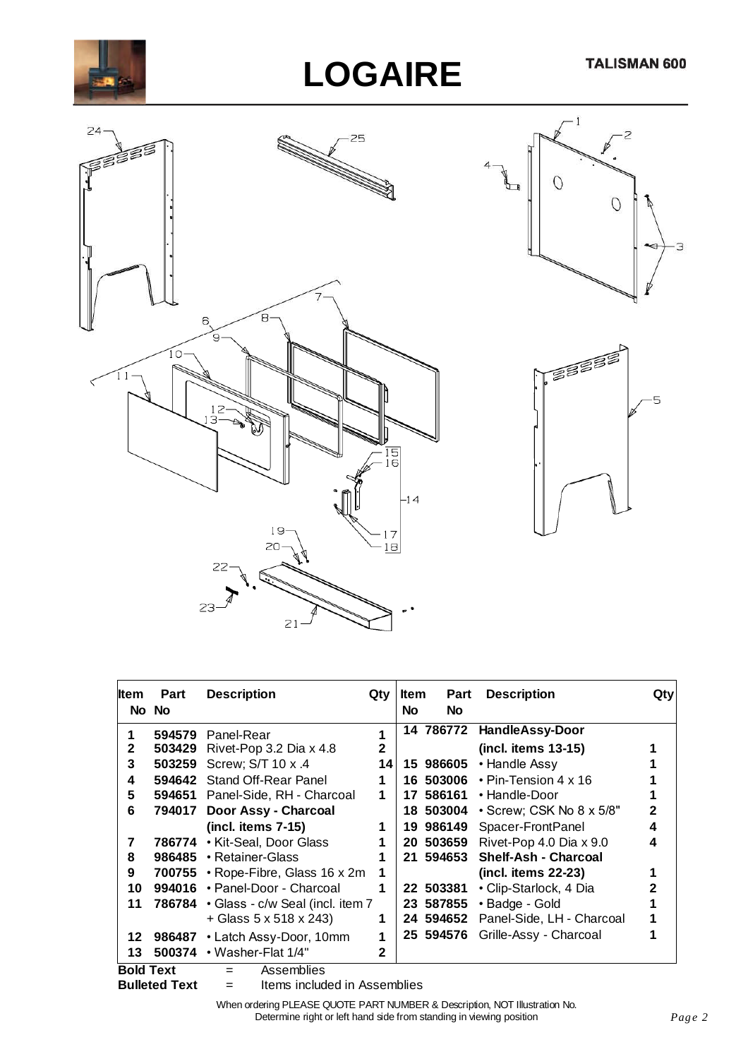# LOGAIRE

**TALISMAN 600**

| Item No | Part No | Description | Qty | Item No | Part No | Description | Qty |
|---|---|---|---|---|---|---|---|
| 1 | 594579 | Panel-Rear | 1 | 14 | 786772 | **HandleAssy-Door** | |
| 2 | 503429 | Rivet-Pop 3.2 Dia x 4.8 | 2 | | | **(incl. items 13-15)** | 1 |
| 3 | 503259 | Screw; S/T 10 x .4 | 14 | 15 | 986605 | • Handle Assy | 1 |
| 4 | 594642 | Stand Off-Rear Panel | 1 | 16 | 503006 | • Pin-Tension 4 x 16 | 1 |
| 5 | 594651 | Panel-Side, RH - Charcoal | 1 | 17 | 586161 | • Handle-Door | 1 |
| 6 | 794017 | **Door Assy - Charcoal** | | 18 | 503004 | • Screw; CSK No 8 x 5/8" | 2 |
| | | **(incl. items 7-15)** | 1 | 19 | 986149 | Spacer-FrontPanel | 4 |
| 7 | 786774 | • Kit-Seal, Door Glass | 1 | 20 | 503659 | Rivet-Pop 4.0 Dia x 9.0 | 4 |
| 8 | 986485 | • Retainer-Glass | 1 | 21 | 594653 | **Shelf-Ash - Charcoal** | |
| 9 | 700755 | • Rope-Fibre, Glass 16 x 2m | 1 | | | **(incl. items 22-23)** | 1 |
| 10 | 994016 | • Panel-Door - Charcoal | 1 | 22 | 503381 | • Clip-Starlock, 4 Dia | 2 |
| 11 | 786784 | • Glass - c/w Seal (incl. item 7 + Glass 5 x 518 x 243) | 1 | 23 | 587855 | • Badge - Gold | 1 |
| | | | | 24 | 594652 | Panel-Side, LH - Charcoal | 1 |
| 12 | 986487 | • Latch Assy-Door, 10mm | 1 | 25 | 594576 | Grille-Assy - Charcoal | 1 |
| 13 | 500374 | • Washer-Flat 1/4" | 2 | | | | |

**Bold Text** = Assemblies
**Bulleted Text** = Items included in Assemblies

When ordering PLEASE QUOTE PART NUMBER & Description, NOT Illustration No.
Determine right or left hand side from standing in viewing position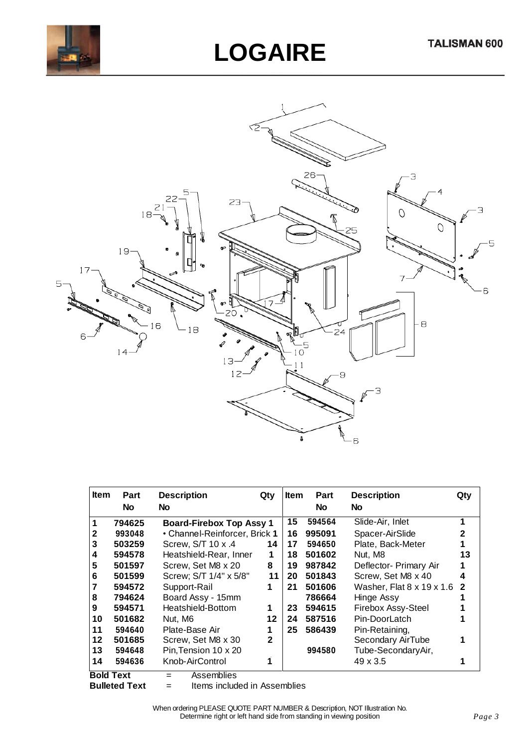# LOGAIRE

**TALISMAN 600**

| Item | Part No | Description | Qty | Item | Part No | Description | Qty |
|---|---|---|---|---|---|---|---|
| 1 | 794625 | **Board-Firebox Top Assy** | **1** | 15 | 594564 | Slide-Air, Inlet | 1 |
| 2 | 993048 | • Channel-Reinforcer, Brick | **1** | 16 | 995091 | Spacer-AirSlide | 2 |
| 3 | 503259 | Screw, S/T 10 x .4 | 14 | 17 | 594650 | Plate, Back-Meter | 1 |
| 4 | 594578 | Heatshield-Rear, Inner | 1 | 18 | 501602 | Nut, M8 | 13 |
| 5 | 501597 | Screw, Set M8 x 20 | 8 | 19 | 987842 | Deflector- Primary Air | 1 |
| 6 | 501599 | Screw; S/T 1/4" x 5/8" | 11 | 20 | 501843 | Screw, Set M8 x 40 | 4 |
| 7 | 594572 | Support-Rail | 1 | 21 | 501606 | Washer, Flat 8 x 19 x 1.6 | 2 |
| 8 | 794624 | Board Assy - 15mm | | | 786664 | Hinge Assy | 1 |
| 9 | 594571 | Heatshield-Bottom | 1 | 23 | 594615 | Firebox Assy-Steel | 1 |
| 10 | 501682 | Nut, M6 | 12 | 24 | 587516 | Pin-DoorLatch | 1 |
| 11 | 594640 | Plate-Base Air | 1 | 25 | 586439 | Pin-Retaining, Secondary AirTube | 1 |
| 12 | 501685 | Screw, Set M8 x 30 | 2 | | 994580 | Tube-SecondaryAir, 49 x 3.5 | 1 |
| 13 | 594648 | Pin,Tension 10 x 20 | | | | | |
| 14 | 594636 | Knob-AirControl | 1 | | | | |

**Bold Text** = Assemblies
**Bulleted Text** = Items included in Assemblies

When ordering PLEASE QUOTE PART NUMBER & Description, NOT Illustration No.
Determine right or left hand side from standing in viewing position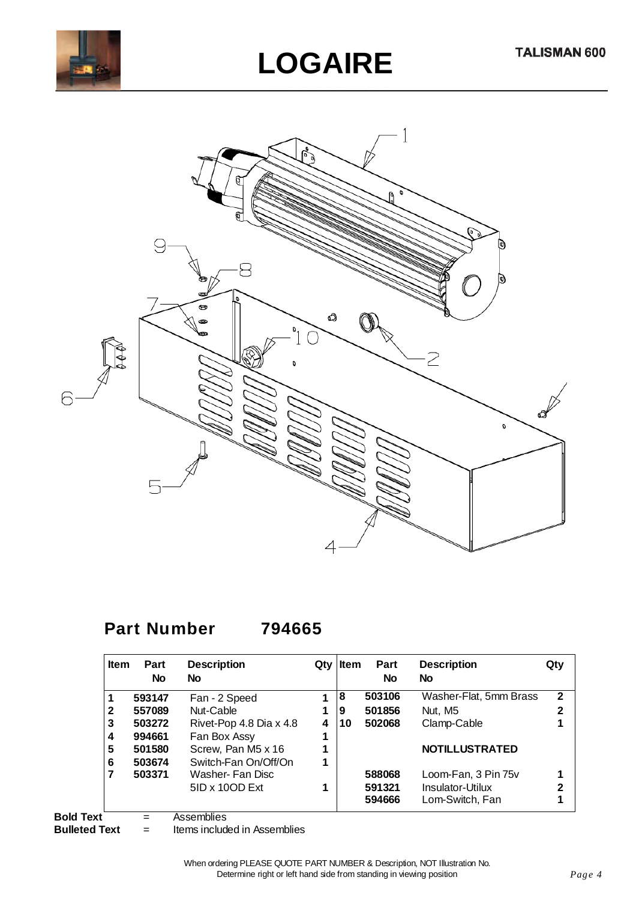# LOGAIRE

**TALISMAN 600**

## Part Number 794665

| Item | Part No | Description No | Qty | Item | Part No | Description No | Qty |
|---|---|---|---|---|---|---|---|
| 1 | 593147 | Fan - 2 Speed | 1 | 8 | 503106 | Washer-Flat, 5mm Brass | 2 |
| 2 | 557089 | Nut-Cable | 1 | 9 | 501856 | Nut, M5 | 2 |
| 3 | 503272 | Rivet-Pop 4.8 Dia x 4.8 | 4 | 10 | 502068 | Clamp-Cable | 1 |
| 4 | 994661 | Fan Box Assy | 1 | | | | |
| 5 | 501580 | Screw, Pan M5 x 16 | 1 | | | **NOTILLUSTRATED** | |
| 6 | 503674 | Switch-Fan On/Off/On | 1 | | | | |
| 7 | 503371 | Washer- Fan Disc 5ID x 10OD Ext | 1 | | 588068 | Loom-Fan, 3 Pin 75v | 1 |
| | | | | | 591321 | Insulator-Utilux | 2 |
| | | | | | 594666 | Lom-Switch, Fan | 1 |

**Bold Text** = Assemblies
**Bulleted Text** = Items included in Assemblies

When ordering PLEASE QUOTE PART NUMBER & Description, NOT Illustration No.
Determine right or left hand side from standing in viewing position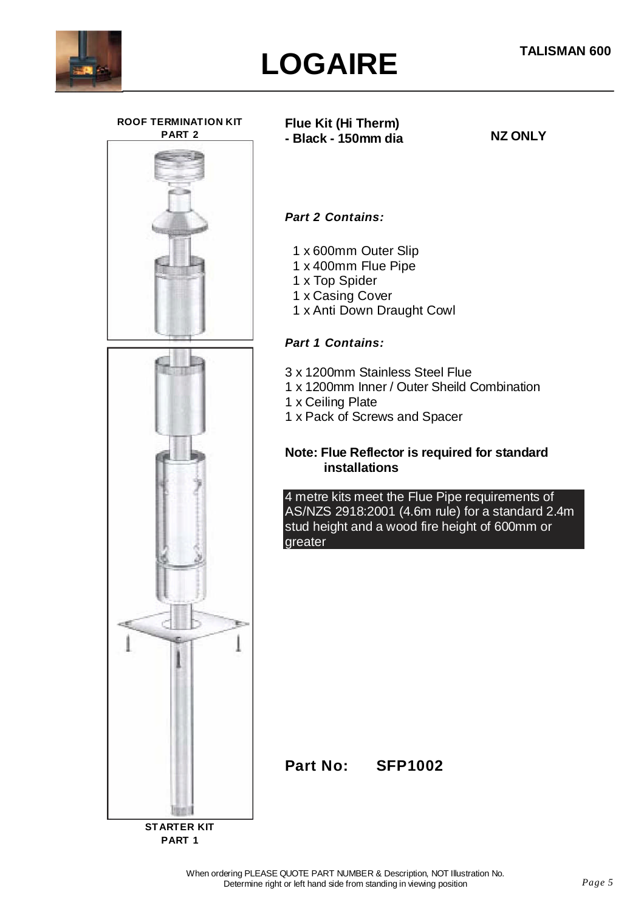# LOGAIRE

**TALISMAN 600**

**ROOF TERMINATION KIT PART 2**

**Flue Kit (Hi Therm) - Black - 150mm dia**

**NZ ONLY**

***Part 2 Contains:***

1 x 600mm Outer Slip
1 x 400mm Flue Pipe
1 x Top Spider
1 x Casing Cover
1 x Anti Down Draught Cowl

***Part 1 Contains:***

3 x 1200mm Stainless Steel Flue
1 x 1200mm Inner / Outer Sheild Combination
1 x Ceiling Plate
1 x Pack of Screws and Spacer

**Note: Flue Reflector is required for standard installations**

4 metre kits meet the Flue Pipe requirements of AS/NZS 2918:2001 (4.6m rule) for a standard 2.4m stud height and a wood fire height of 600mm or greater

**Part No: SFP1002**

**STARTER KIT PART 1**

When ordering PLEASE QUOTE PART NUMBER & Description, NOT Illustration No.
Determine right or left hand side from standing in viewing position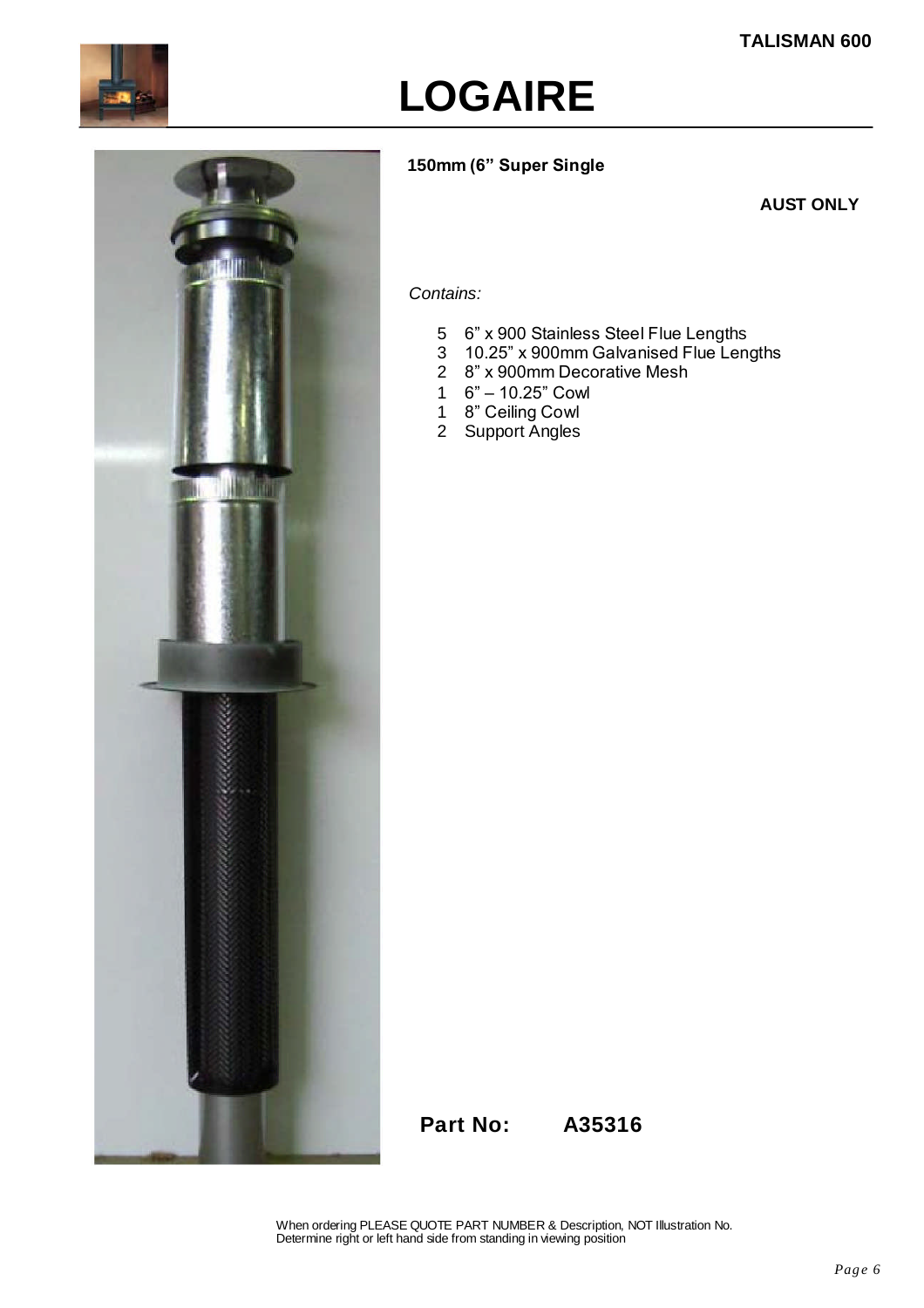# LOGAIRE

**150mm (6" Super Single**

**AUST ONLY**

*Contains:*

- 5 6" x 900 Stainless Steel Flue Lengths
- 3 10.25" x 900mm Galvanised Flue Lengths
- 2 8" x 900mm Decorative Mesh
- 1 6" – 10.25" Cowl
- 1 8" Ceiling Cowl
- 2 Support Angles

**Part No: A35316**

When ordering PLEASE QUOTE PART NUMBER & Description, NOT Illustration No.
Determine right or left hand side from standing in viewing position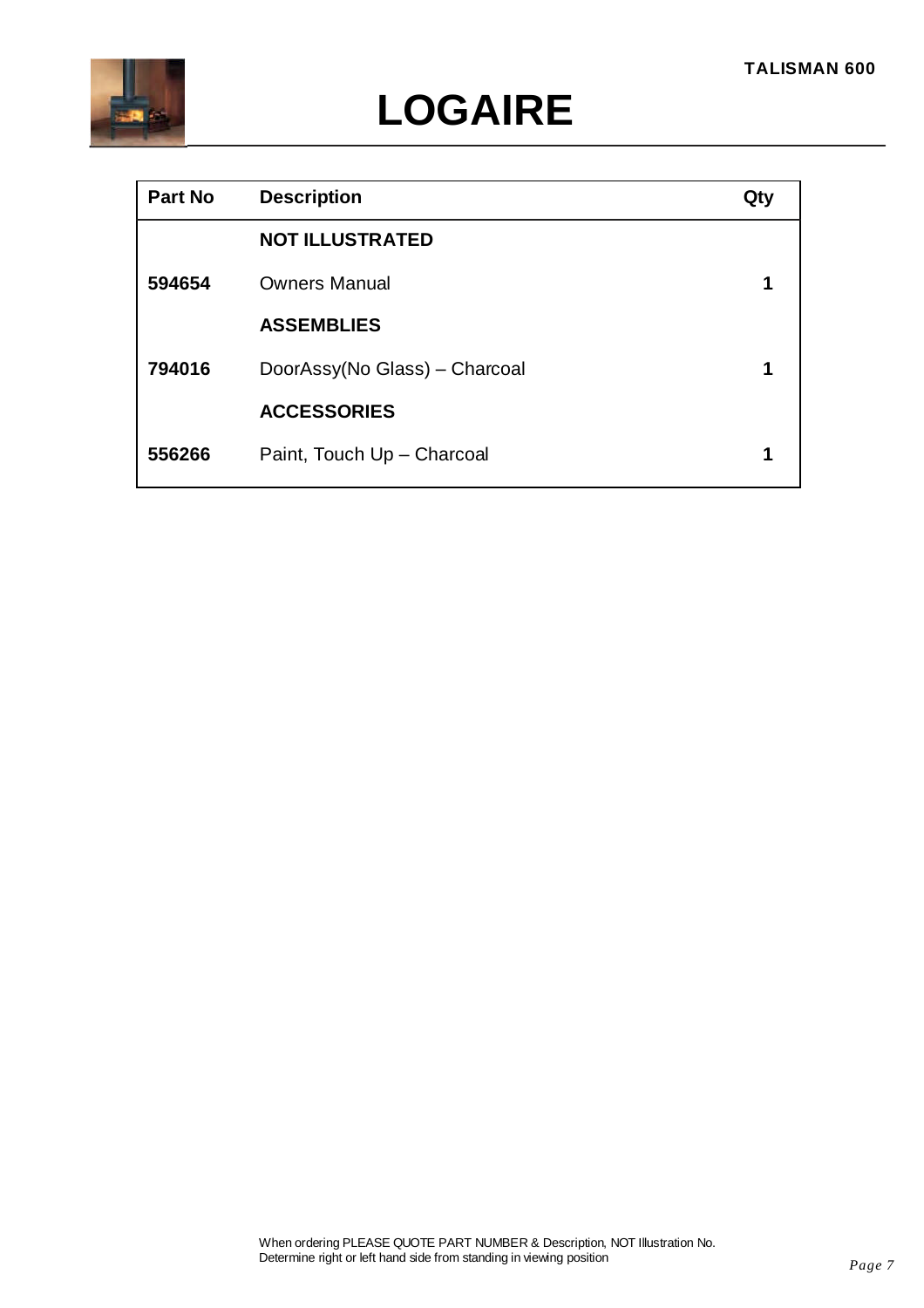# LOGAIRE

| Part No | Description | Qty |
|---|---|---|
| | **NOT ILLUSTRATED** | |
| **594654** | Owners Manual | **1** |
| | **ASSEMBLIES** | |
| **794016** | DoorAssy(No Glass) – Charcoal | **1** |
| | **ACCESSORIES** | |
| **556266** | Paint, Touch Up – Charcoal | **1** |

When ordering PLEASE QUOTE PART NUMBER & Description, NOT Illustration No.
Determine right or left hand side from standing in viewing position